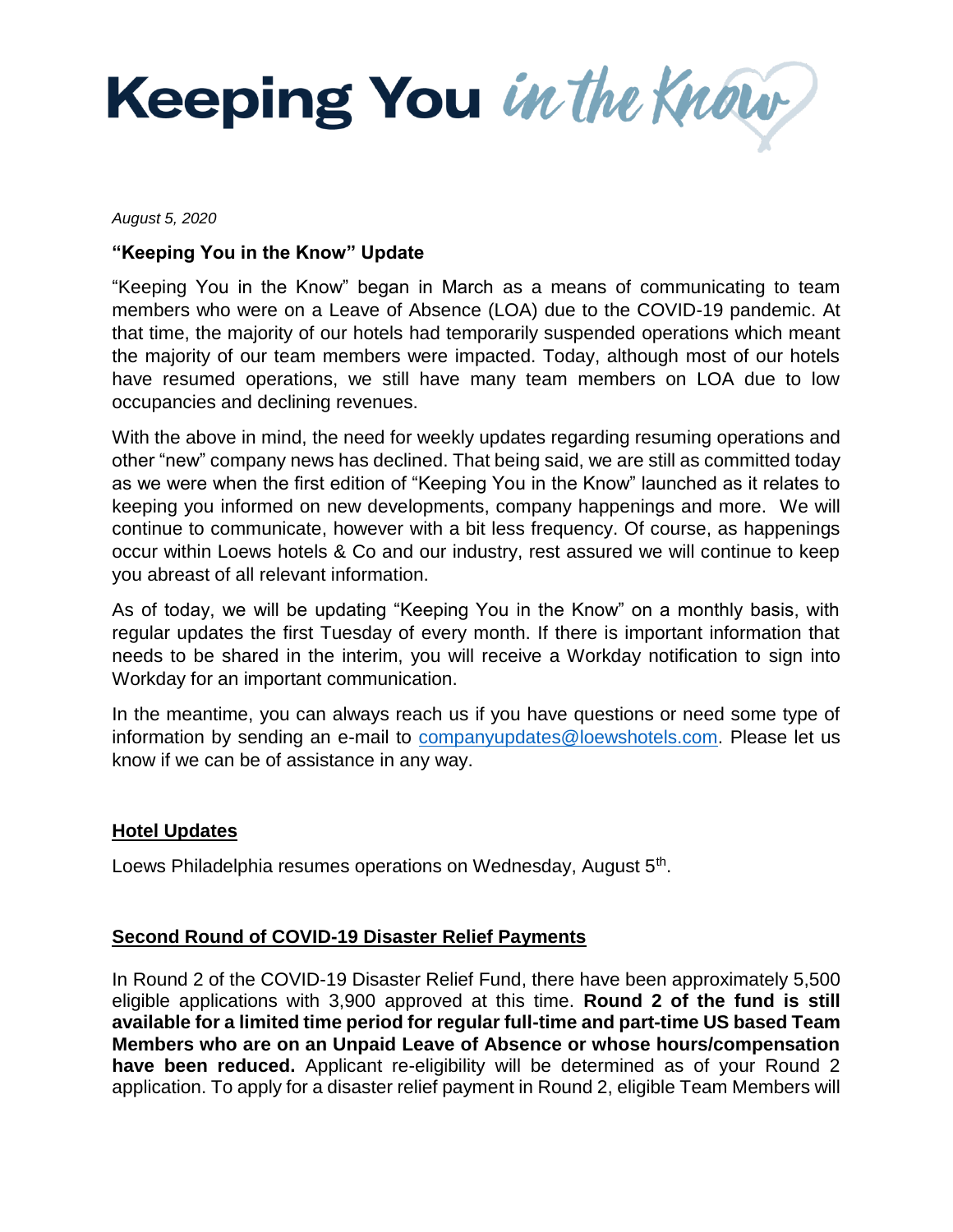# Keeping You *in the Know*

*August 5, 2020*

**"Keeping You in the Know" Update**

"Keeping You in the Know" began in March as a means of communicating to team members who were on a Leave of Absence (LOA) due to the COVID-19 pandemic. At that time, the majority of our hotels had temporarily suspended operations which meant the majority of our team members were impacted. Today, although most of our hotels have resumed operations, we still have many team members on LOA due to low occupancies and declining revenues.

With the above in mind, the need for weekly updates regarding resuming operations and other "new" company news has declined. That being said, we are still as committed today as we were when the first edition of "Keeping You in the Know" launched as it relates to keeping you informed on new developments, company happenings and more. We will continue to communicate, however with a bit less frequency. Of course, as happenings occur within Loews hotels & Co and our industry, rest assured we will continue to keep you abreast of all relevant information.

As of today, we will be updating "Keeping You in the Know" on a monthly basis, with regular updates the first Tuesday of every month. If there is important information that needs to be shared in the interim, you will receive a Workday notification to sign into Workday for an important communication.

In the meantime, you can always reach us if you have questions or need some type of information by sending an e-mail to companyupdates@loewshotels.com. Please let us know if we can be of assistance in any way.

## Hotel Updates

Loews Philadelphia resumes operations on Wednesday, August 5th.

## Second Round of COVID-19 Disaster Relief Payments

In Round 2 of the COVID-19 Disaster Relief Fund, there have been approximately 5,500 eligible applications with 3,900 approved at this time. **Round 2 of the fund is still available for a limited time period for regular full-time and part-time US based Team Members who are on an Unpaid Leave of Absence or whose hours/compensation have been reduced.** Applicant re-eligibility will be determined as of your Round 2 application. To apply for a disaster relief payment in Round 2, eligible Team Members will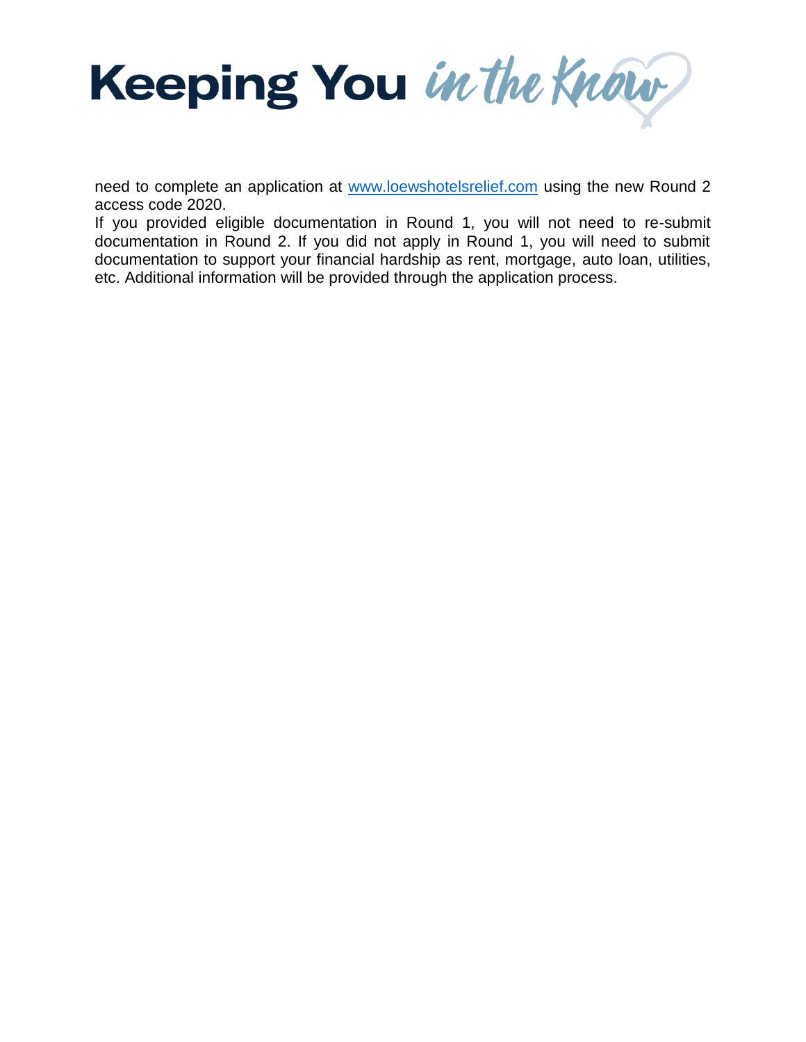need to complete an application at [www.loewshotelsrelief.com](http://www.loewshotelsrelief.com) using the new Round 2 access code 2020.

If you provided eligible documentation in Round 1, you will not need to re-submit documentation in Round 2. If you did not apply in Round 1, you will need to submit documentation to support your financial hardship as rent, mortgage, auto loan, utilities, etc. Additional information will be provided through the application process.